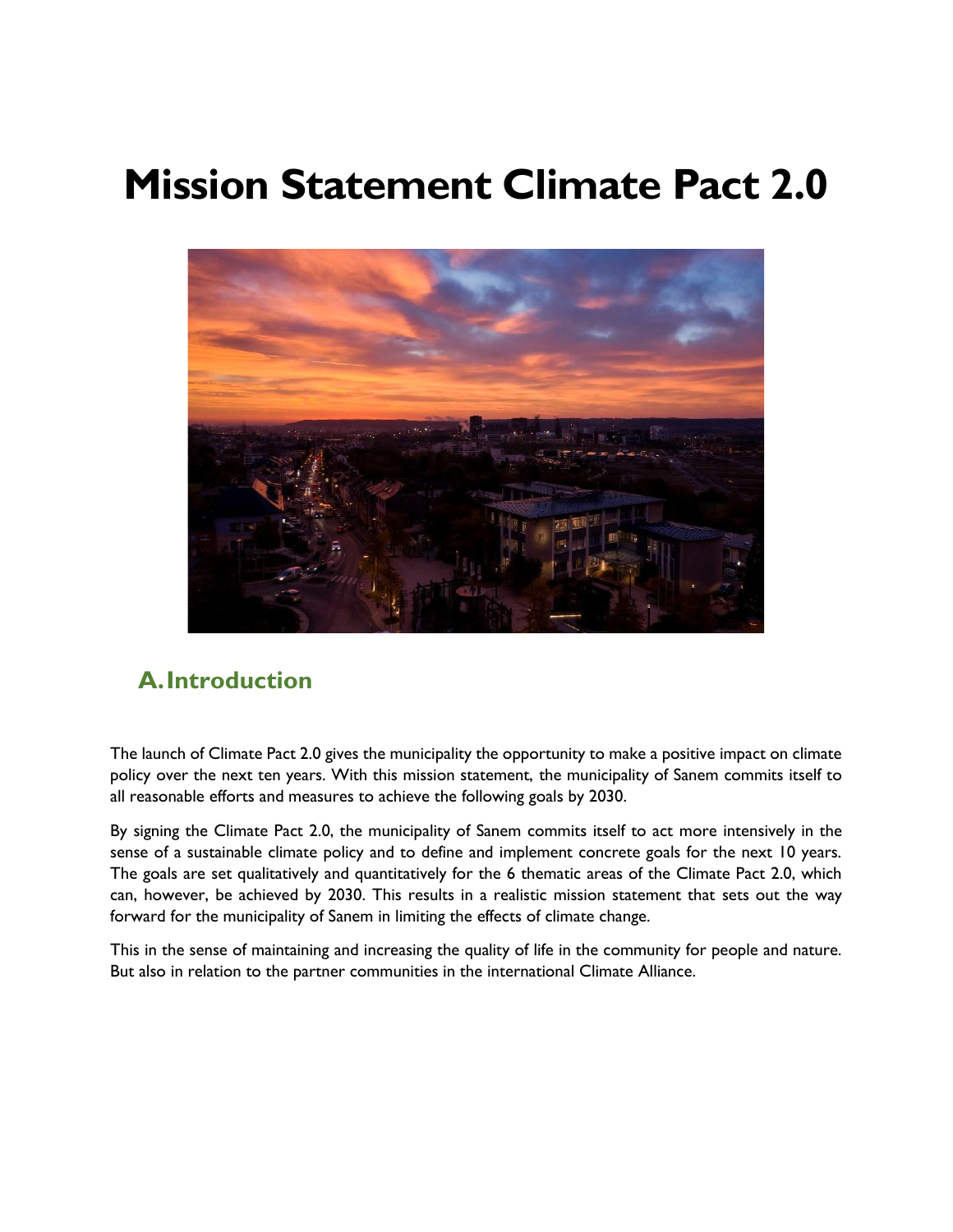# Mission Statement Climate Pact 2.0

## A. Introduction

The launch of Climate Pact 2.0 gives the municipality the opportunity to make a positive impact on climate policy over the next ten years. With this mission statement, the municipality of Sanem commits itself to all reasonable efforts and measures to achieve the following goals by 2030.

By signing the Climate Pact 2.0, the municipality of Sanem commits itself to act more intensively in the sense of a sustainable climate policy and to define and implement concrete goals for the next 10 years. The goals are set qualitatively and quantitatively for the 6 thematic areas of the Climate Pact 2.0, which can, however, be achieved by 2030. This results in a realistic mission statement that sets out the way forward for the municipality of Sanem in limiting the effects of climate change.

This in the sense of maintaining and increasing the quality of life in the community for people and nature. But also in relation to the partner communities in the international Climate Alliance.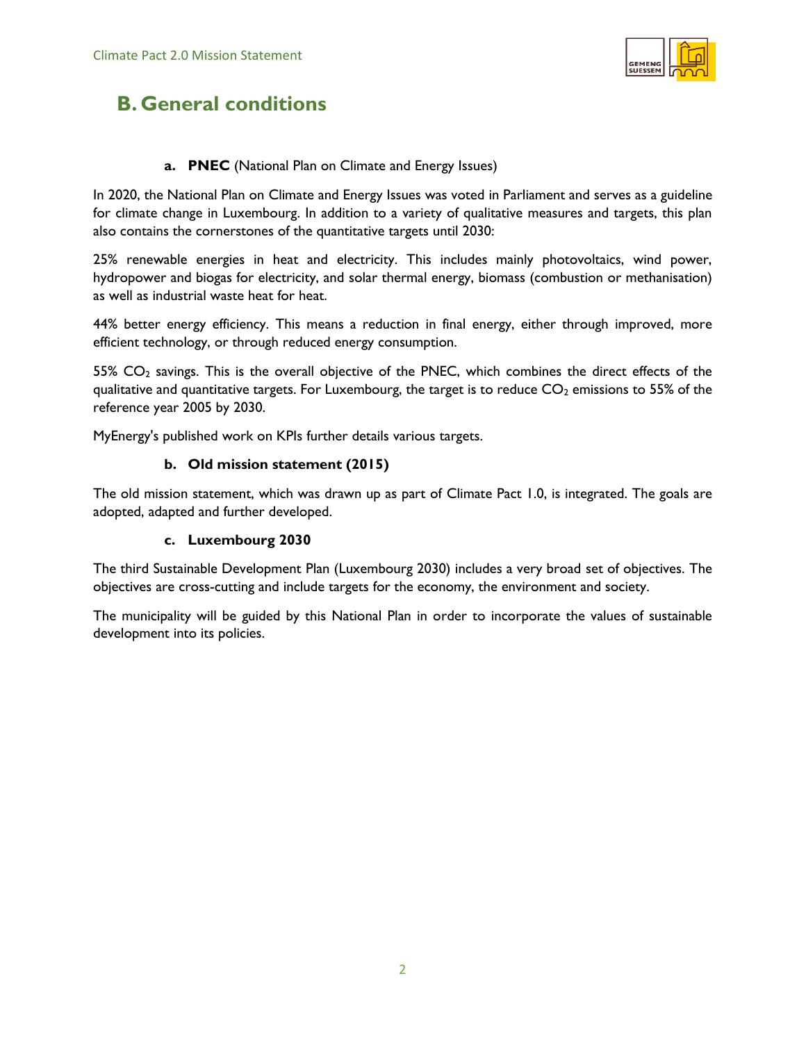## B. General conditions

### a. **PNEC** (National Plan on Climate and Energy Issues)

In 2020, the National Plan on Climate and Energy Issues was voted in Parliament and serves as a guideline for climate change in Luxembourg. In addition to a variety of qualitative measures and targets, this plan also contains the cornerstones of the quantitative targets until 2030:

25% renewable energies in heat and electricity. This includes mainly photovoltaics, wind power, hydropower and biogas for electricity, and solar thermal energy, biomass (combustion or methanisation) as well as industrial waste heat for heat.

44% better energy efficiency. This means a reduction in final energy, either through improved, more efficient technology, or through reduced energy consumption.

55% $CO_2$ savings. This is the overall objective of the PNEC, which combines the direct effects of the qualitative and quantitative targets. For Luxembourg, the target is to reduce $CO_2$ emissions to 55% of the reference year 2005 by 2030.

MyEnergy's published work on KPIs further details various targets.

### b. Old mission statement (2015)

The old mission statement, which was drawn up as part of Climate Pact 1.0, is integrated. The goals are adopted, adapted and further developed.

### c. Luxembourg 2030

The third Sustainable Development Plan (Luxembourg 2030) includes a very broad set of objectives. The objectives are cross-cutting and include targets for the economy, the environment and society.

The municipality will be guided by this National Plan in order to incorporate the values of sustainable development into its policies.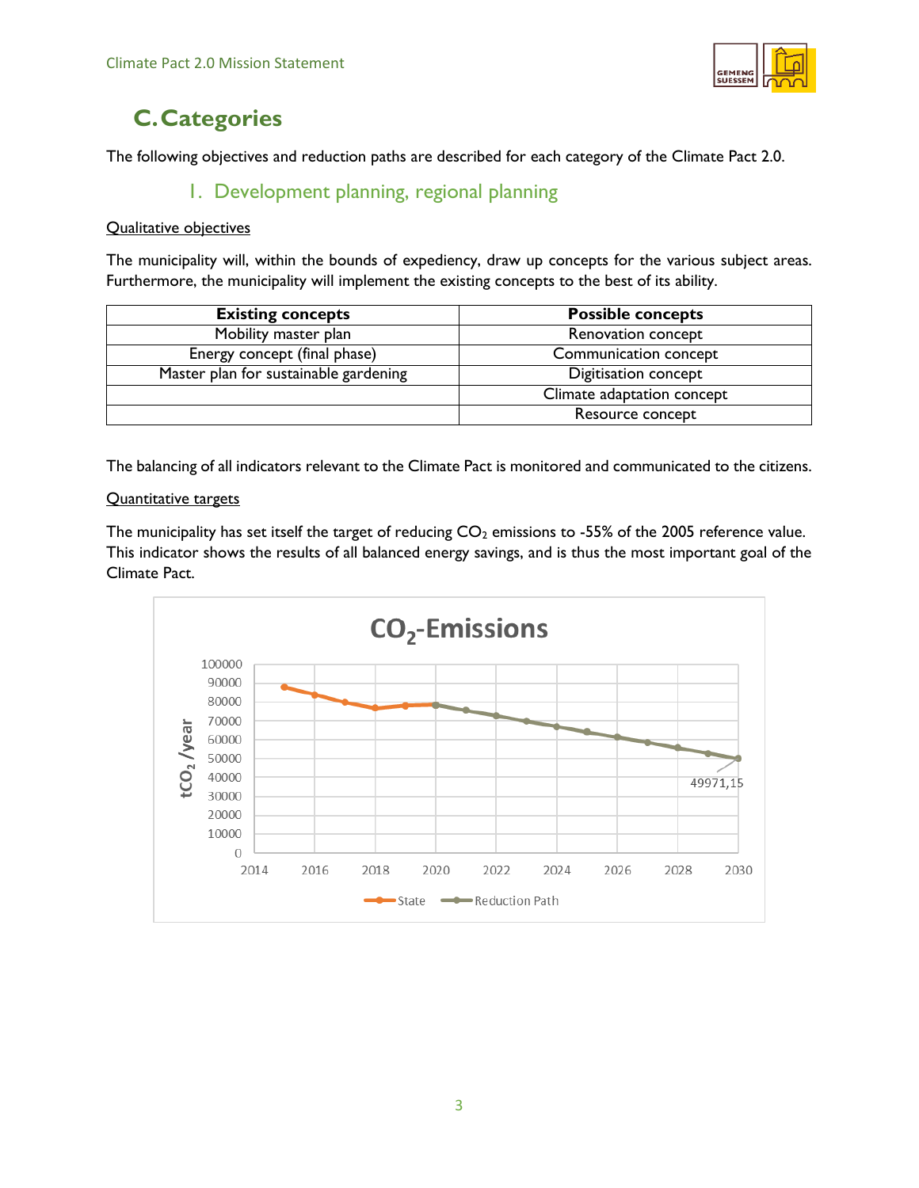# C. Categories

The following objectives and reduction paths are described for each category of the Climate Pact 2.0.

## 1. Development planning, regional planning

Qualitative objectives

The municipality will, within the bounds of expediency, draw up concepts for the various subject areas. Furthermore, the municipality will implement the existing concepts to the best of its ability.

| Existing concepts | Possible concepts |
|---|---|
| Mobility master plan | Renovation concept |
| Energy concept (final phase) | Communication concept |
| Master plan for sustainable gardening | Digitisation concept |
| | Climate adaptation concept |
| | Resource concept |

The balancing of all indicators relevant to the Climate Pact is monitored and communicated to the citizens.

Quantitative targets

The municipality has set itself the target of reducing $CO_2$ emissions to -55% of the 2005 reference value. This indicator shows the results of all balanced energy savings, and is thus the most important goal of the Climate Pact.

$CO_2$-Emissions

tCO₂ /year → $tCO_2$ /year

49971,15

State — Reduction Path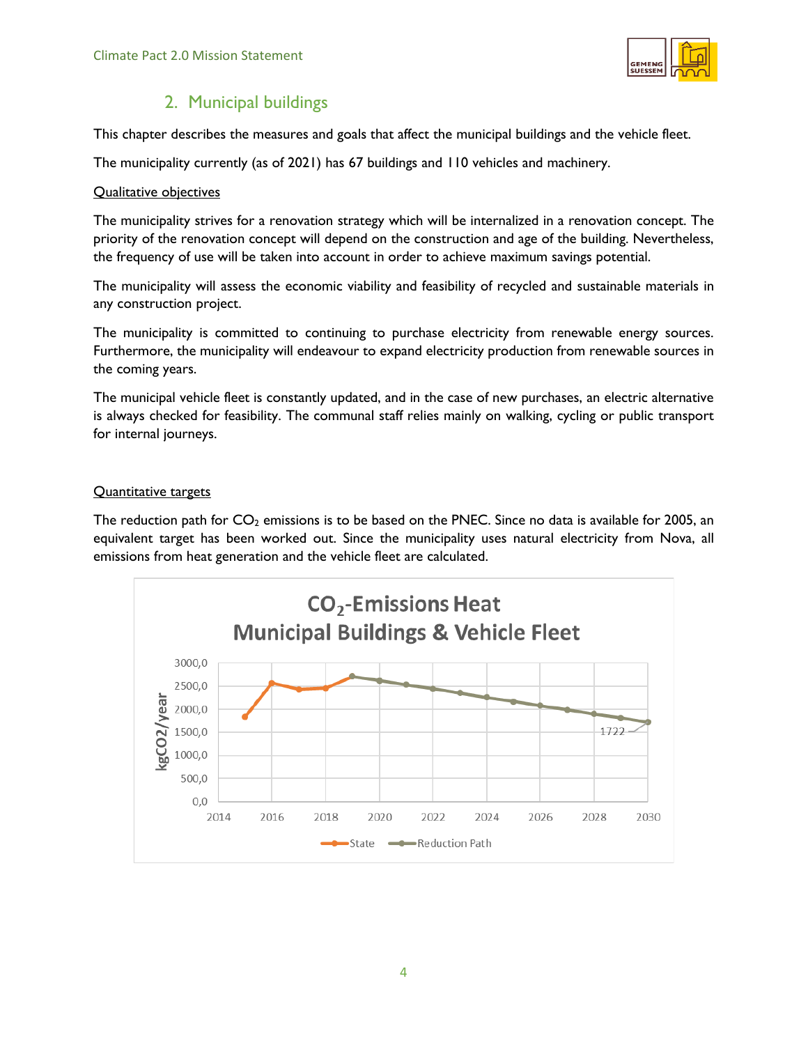## 2. Municipal buildings

This chapter describes the measures and goals that affect the municipal buildings and the vehicle fleet.

The municipality currently (as of 2021) has 67 buildings and 110 vehicles and machinery.

<u>Qualitative objectives</u>

The municipality strives for a renovation strategy which will be internalized in a renovation concept. The priority of the renovation concept will depend on the construction and age of the building. Nevertheless, the frequency of use will be taken into account in order to achieve maximum savings potential.

The municipality will assess the economic viability and feasibility of recycled and sustainable materials in any construction project.

The municipality is committed to continuing to purchase electricity from renewable energy sources. Furthermore, the municipality will endeavour to expand electricity production from renewable sources in the coming years.

The municipal vehicle fleet is constantly updated, and in the case of new purchases, an electric alternative is always checked for feasibility. The communal staff relies mainly on walking, cycling or public transport for internal journeys.

<u>Quantitative targets</u>

The reduction path for $CO_2$ emissions is to be based on the PNEC. Since no data is available for 2005, an equivalent target has been worked out. Since the municipality uses natural electricity from Nova, all emissions from heat generation and the vehicle fleet are calculated.

**$CO_2$-Emissions Heat Municipal Buildings & Vehicle Fleet**

(Chart: kgCO2/year, 2014–2030; series: State, Reduction Path; labelled value: 1722)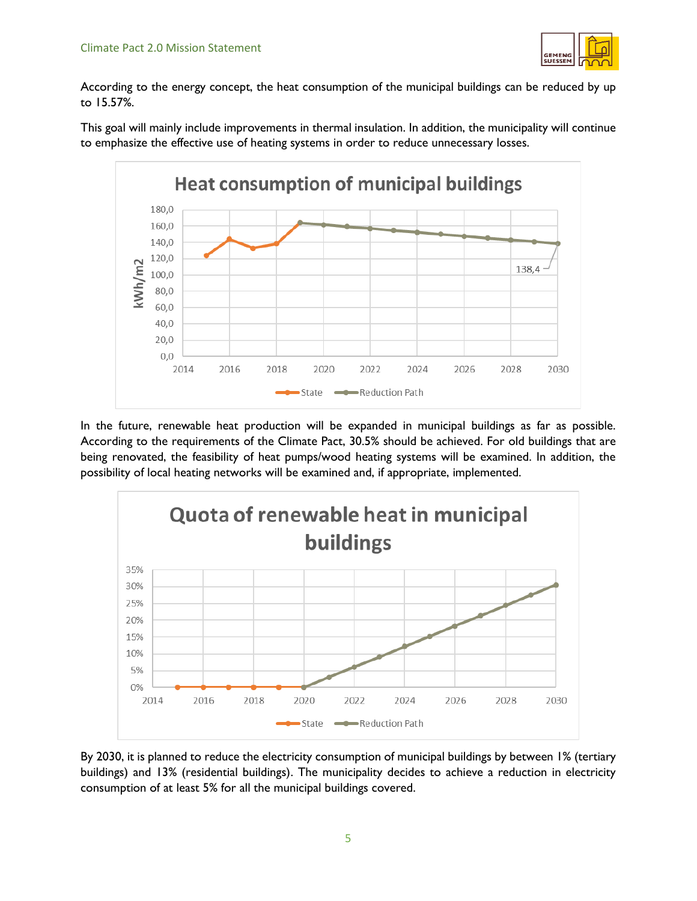According to the energy concept, the heat consumption of the municipal buildings can be reduced by up to 15.57%.

This goal will mainly include improvements in thermal insulation. In addition, the municipality will continue to emphasize the effective use of heating systems in order to reduce unnecessary losses.

In the future, renewable heat production will be expanded in municipal buildings as far as possible. According to the requirements of the Climate Pact, 30.5% should be achieved. For old buildings that are being renovated, the feasibility of heat pumps/wood heating systems will be examined. In addition, the possibility of local heating networks will be examined and, if appropriate, implemented.

By 2030, it is planned to reduce the electricity consumption of municipal buildings by between 1% (tertiary buildings) and 13% (residential buildings). The municipality decides to achieve a reduction in electricity consumption of at least 5% for all the municipal buildings covered.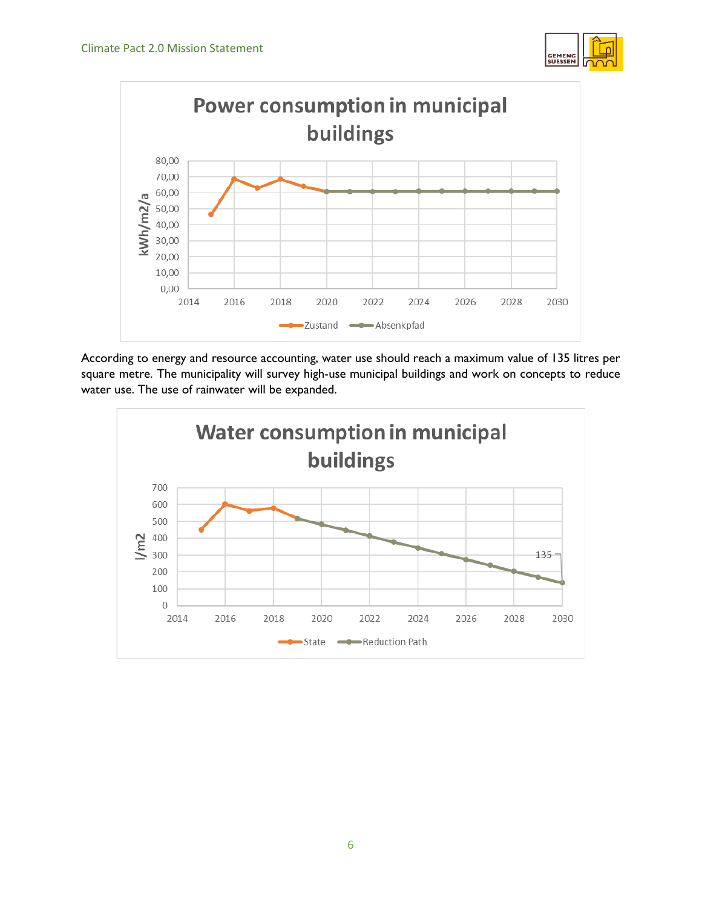**Power consumption in municipal buildings**

(Chart: y-axis kWh/m2/a, 0,00–80,00; x-axis 2014–2030; series: Zustand, Absenkpfad)

According to energy and resource accounting, water use should reach a maximum value of 135 litres per square metre. The municipality will survey high-use municipal buildings and work on concepts to reduce water use. The use of rainwater will be expanded.

**Water consumption in municipal buildings**

(Chart: y-axis l/m2, 0–700; x-axis 2014–2030; series: State, Reduction Path; labelled value: 135)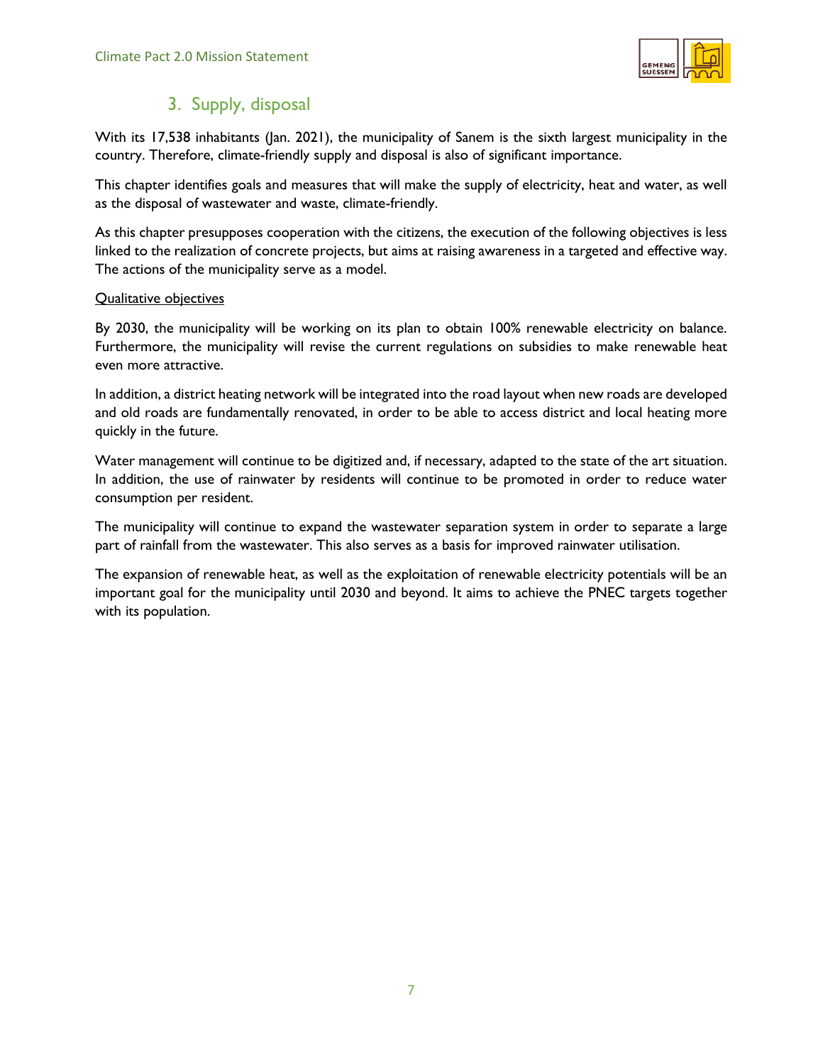## 3. Supply, disposal

With its 17,538 inhabitants (Jan. 2021), the municipality of Sanem is the sixth largest municipality in the country. Therefore, climate-friendly supply and disposal is also of significant importance.

This chapter identifies goals and measures that will make the supply of electricity, heat and water, as well as the disposal of wastewater and waste, climate-friendly.

As this chapter presupposes cooperation with the citizens, the execution of the following objectives is less linked to the realization of concrete projects, but aims at raising awareness in a targeted and effective way. The actions of the municipality serve as a model.

<u>Qualitative objectives</u>

By 2030, the municipality will be working on its plan to obtain 100% renewable electricity on balance. Furthermore, the municipality will revise the current regulations on subsidies to make renewable heat even more attractive.

In addition, a district heating network will be integrated into the road layout when new roads are developed and old roads are fundamentally renovated, in order to be able to access district and local heating more quickly in the future.

Water management will continue to be digitized and, if necessary, adapted to the state of the art situation. In addition, the use of rainwater by residents will continue to be promoted in order to reduce water consumption per resident.

The municipality will continue to expand the wastewater separation system in order to separate a large part of rainfall from the wastewater. This also serves as a basis for improved rainwater utilisation.

The expansion of renewable heat, as well as the exploitation of renewable electricity potentials will be an important goal for the municipality until 2030 and beyond. It aims to achieve the PNEC targets together with its population.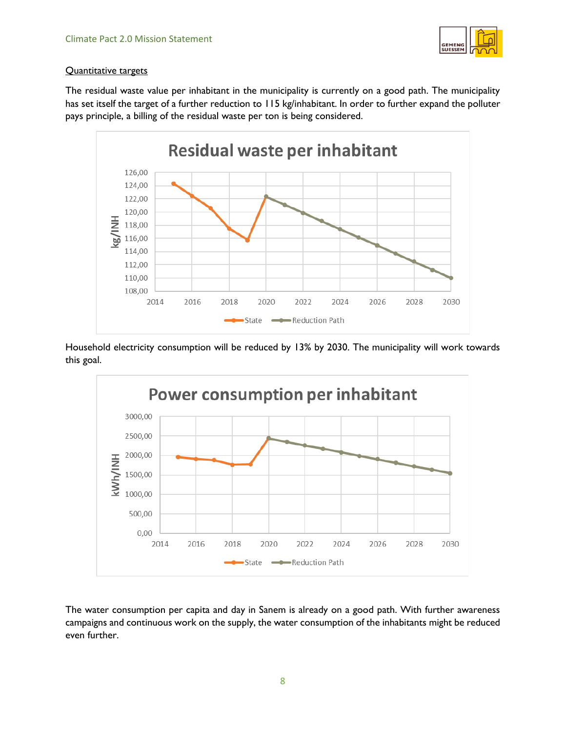<u>Quantitative targets</u>

The residual waste value per inhabitant in the municipality is currently on a good path. The municipality has set itself the target of a further reduction to 115 kg/inhabitant. In order to further expand the polluter pays principle, a billing of the residual waste per ton is being considered.

Household electricity consumption will be reduced by 13% by 2030. The municipality will work towards this goal.

The water consumption per capita and day in Sanem is already on a good path. With further awareness campaigns and continuous work on the supply, the water consumption of the inhabitants might be reduced even further.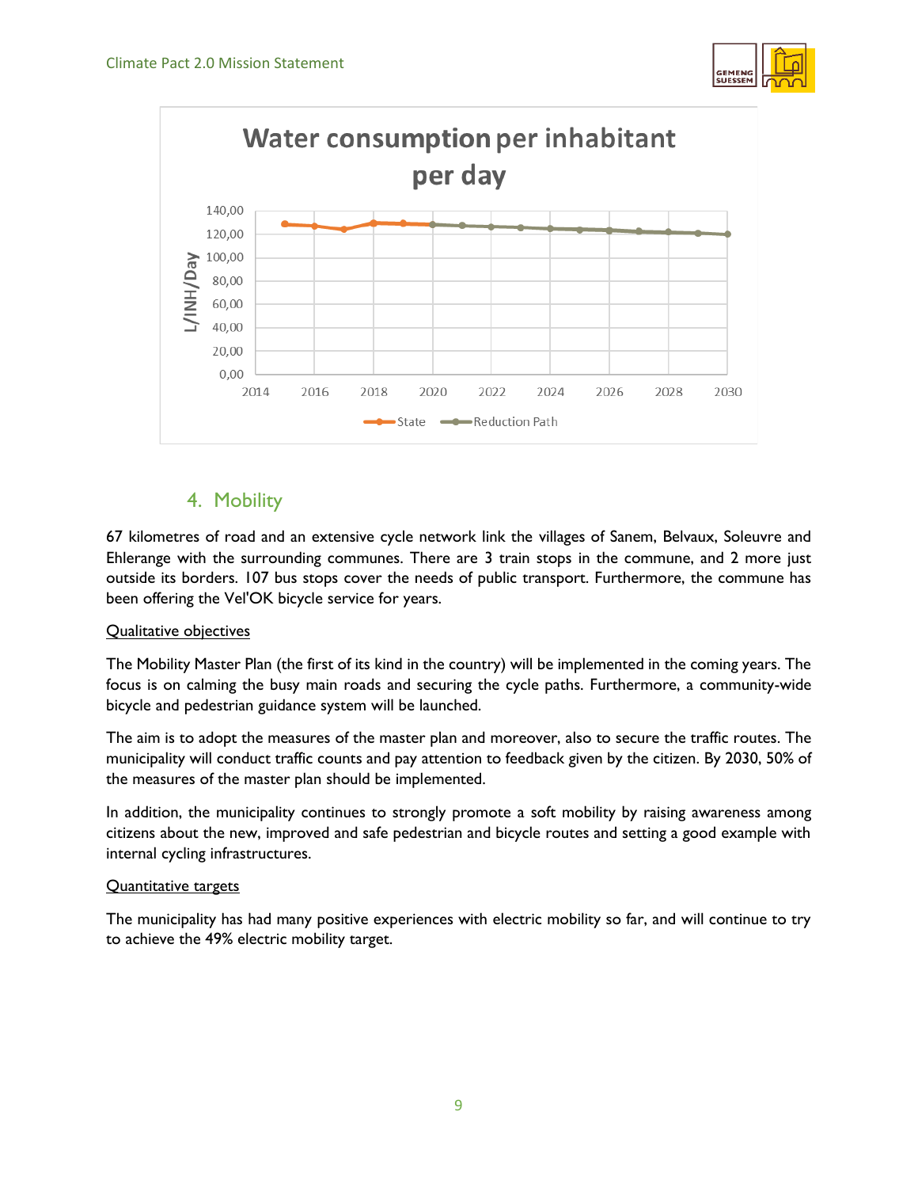**Water consumption per inhabitant per day**

## 4. Mobility

67 kilometres of road and an extensive cycle network link the villages of Sanem, Belvaux, Soleuvre and Ehlerange with the surrounding communes. There are 3 train stops in the commune, and 2 more just outside its borders. 107 bus stops cover the needs of public transport. Furthermore, the commune has been offering the Vel'OK bicycle service for years.

Qualitative objectives

The Mobility Master Plan (the first of its kind in the country) will be implemented in the coming years. The focus is on calming the busy main roads and securing the cycle paths. Furthermore, a community-wide bicycle and pedestrian guidance system will be launched.

The aim is to adopt the measures of the master plan and moreover, also to secure the traffic routes. The municipality will conduct traffic counts and pay attention to feedback given by the citizen. By 2030, 50% of the measures of the master plan should be implemented.

In addition, the municipality continues to strongly promote a soft mobility by raising awareness among citizens about the new, improved and safe pedestrian and bicycle routes and setting a good example with internal cycling infrastructures.

Quantitative targets

The municipality has had many positive experiences with electric mobility so far, and will continue to try to achieve the 49% electric mobility target.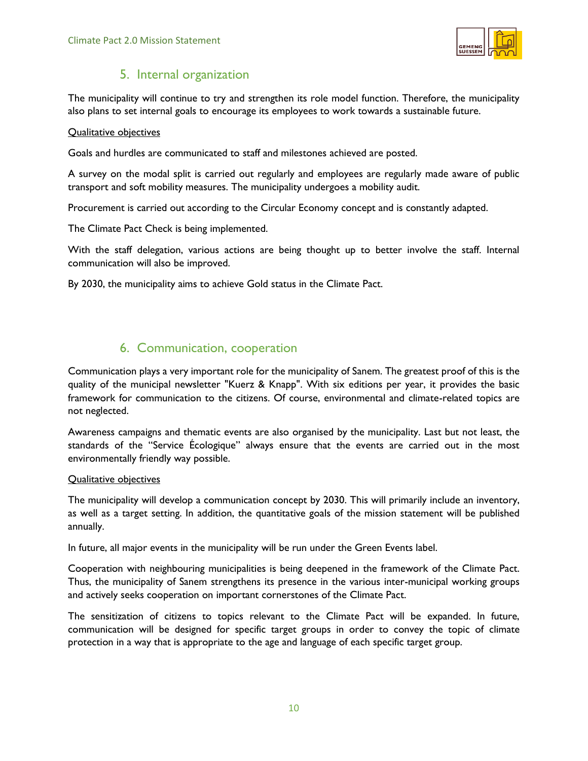## 5. Internal organization

The municipality will continue to try and strengthen its role model function. Therefore, the municipality also plans to set internal goals to encourage its employees to work towards a sustainable future.

Qualitative objectives

Goals and hurdles are communicated to staff and milestones achieved are posted.

A survey on the modal split is carried out regularly and employees are regularly made aware of public transport and soft mobility measures. The municipality undergoes a mobility audit.

Procurement is carried out according to the Circular Economy concept and is constantly adapted.

The Climate Pact Check is being implemented.

With the staff delegation, various actions are being thought up to better involve the staff. Internal communication will also be improved.

By 2030, the municipality aims to achieve Gold status in the Climate Pact.

## 6. Communication, cooperation

Communication plays a very important role for the municipality of Sanem. The greatest proof of this is the quality of the municipal newsletter "Kuerz & Knapp". With six editions per year, it provides the basic framework for communication to the citizens. Of course, environmental and climate-related topics are not neglected.

Awareness campaigns and thematic events are also organised by the municipality. Last but not least, the standards of the "Service Écologique" always ensure that the events are carried out in the most environmentally friendly way possible.

Qualitative objectives

The municipality will develop a communication concept by 2030. This will primarily include an inventory, as well as a target setting. In addition, the quantitative goals of the mission statement will be published annually.

In future, all major events in the municipality will be run under the Green Events label.

Cooperation with neighbouring municipalities is being deepened in the framework of the Climate Pact. Thus, the municipality of Sanem strengthens its presence in the various inter-municipal working groups and actively seeks cooperation on important cornerstones of the Climate Pact.

The sensitization of citizens to topics relevant to the Climate Pact will be expanded. In future, communication will be designed for specific target groups in order to convey the topic of climate protection in a way that is appropriate to the age and language of each specific target group.